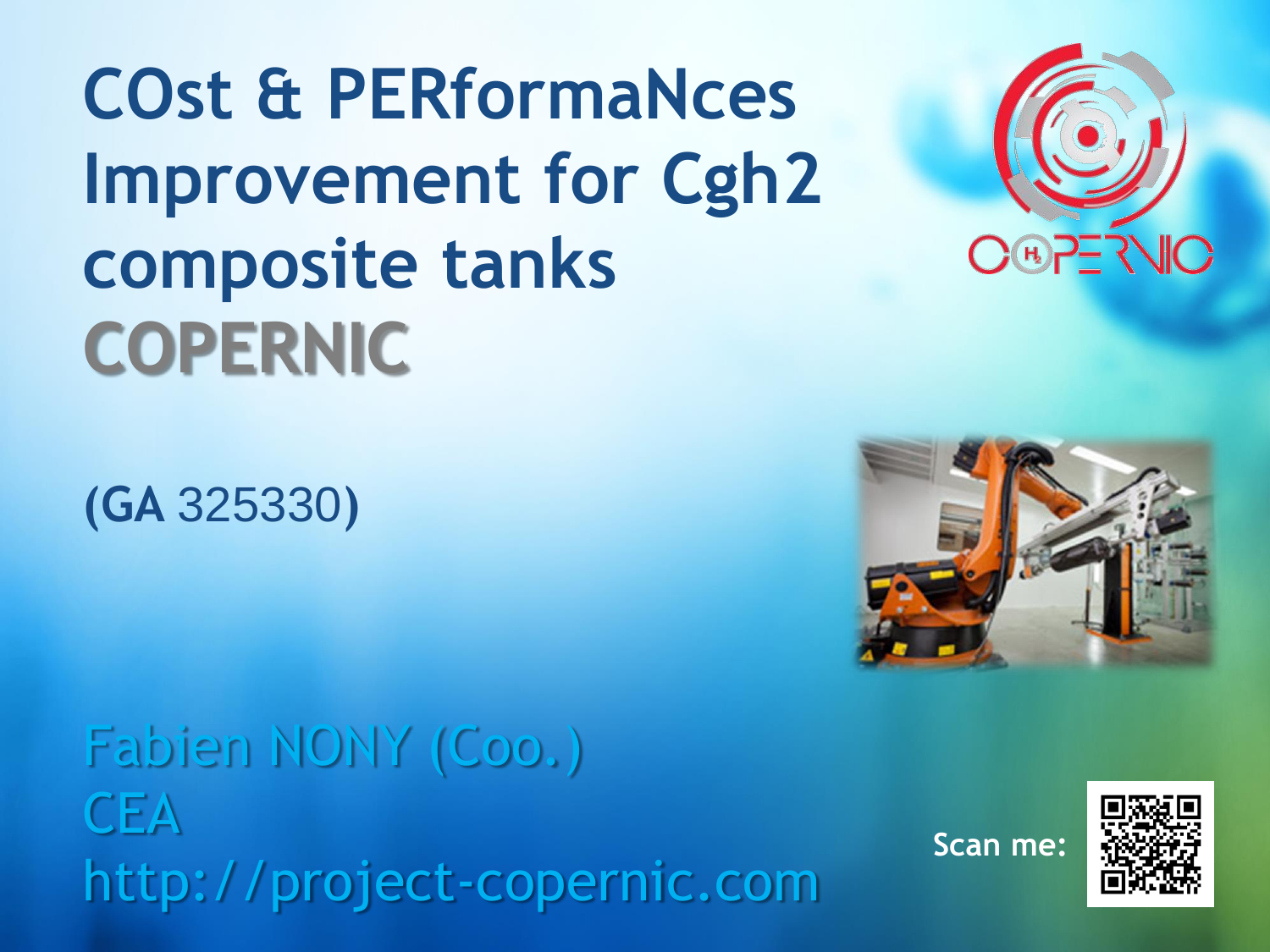# COst & PERformaNces Improvement for Cgh2 composite tanks COPERNIC

(GA 325330)

Fabien NONY (Coo.)
CEA
http://project-copernic.com

Scan me: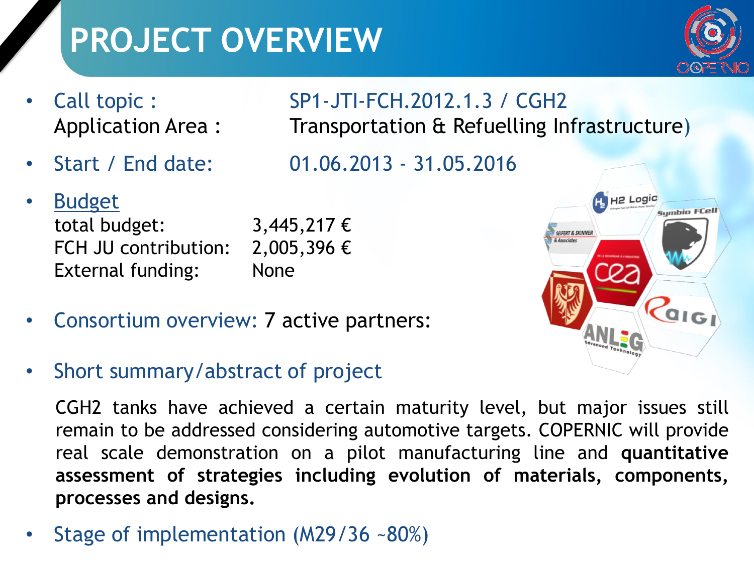# PROJECT OVERVIEW

- Call topic : SP1-JTI-FCH.2012.1.3 / CGH2
  Application Area : Transportation & Refuelling Infrastructure)
- Start / End date: 01.06.2013 - 31.05.2016
- Budget
  total budget: 3,445,217 €
  FCH JU contribution: 2,005,396 €
  External funding: None
- Consortium overview: 7 active partners:
- Short summary/abstract of project

  CGH2 tanks have achieved a certain maturity level, but major issues still remain to be addressed considering automotive targets. COPERNIC will provide real scale demonstration on a pilot manufacturing line and **quantitative assessment of strategies including evolution of materials, components, processes and designs.**

- Stage of implementation (M29/36 ~80%)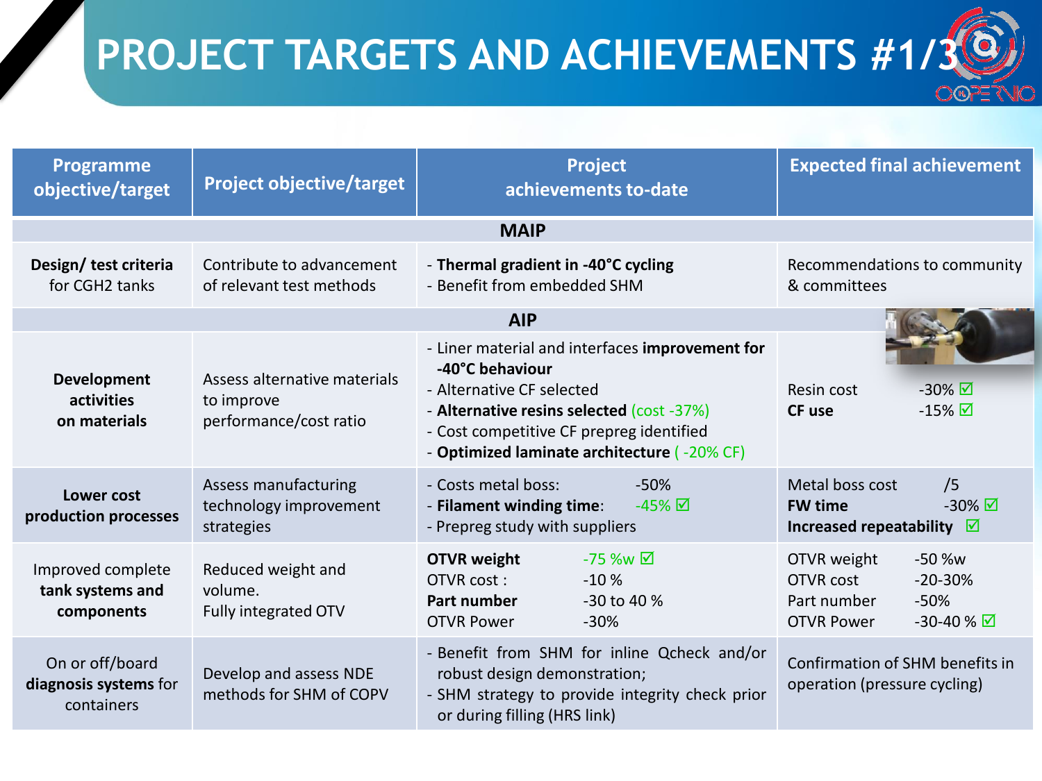# PROJECT TARGETS AND ACHIEVEMENTS #1/3

| Programme objective/target | Project objective/target | Project achievements to-date | Expected final achievement |
|---|---|---|---|
| **MAIP** | | | |
| **Design/ test criteria** for CGH2 tanks | Contribute to advancement of relevant test methods | - **Thermal gradient in -40°C cycling**<br>- Benefit from embedded SHM | Recommendations to community & committees |
| **AIP** | | | |
| **Development activities on materials** | Assess alternative materials to improve performance/cost ratio | - Liner material and interfaces **improvement for -40°C behaviour**<br>- Alternative CF selected<br>- **Alternative resins selected** (cost -37%)<br>- Cost competitive CF prepreg identified<br>- **Optimized laminate architecture** ( -20% CF) | Resin cost -30% ☑<br>**CF use** -15% ☑ |
| **Lower cost production processes** | Assess manufacturing technology improvement strategies | - Costs metal boss: -50%<br>- **Filament winding time**: -45% ☑<br>- Prepreg study with suppliers | Metal boss cost /5<br>**FW time** -30% ☑<br>**Increased repeatability** ☑ |
| Improved complete **tank systems and components** | Reduced weight and volume.<br>Fully integrated OTV | **OTVR weight** -75 %w ☑<br>OTVR cost : -10 %<br>**Part number** -30 to 40 %<br>OTVR Power -30% | OTVR weight -50 %w<br>OTVR cost -20-30%<br>Part number -50%<br>OTVR Power -30-40 % ☑ |
| On or off/board **diagnosis systems** for containers | Develop and assess NDE methods for SHM of COPV | - Benefit from SHM for inline Qcheck and/or robust design demonstration;<br>- SHM strategy to provide integrity check prior or during filling (HRS link) | Confirmation of SHM benefits in operation (pressure cycling) |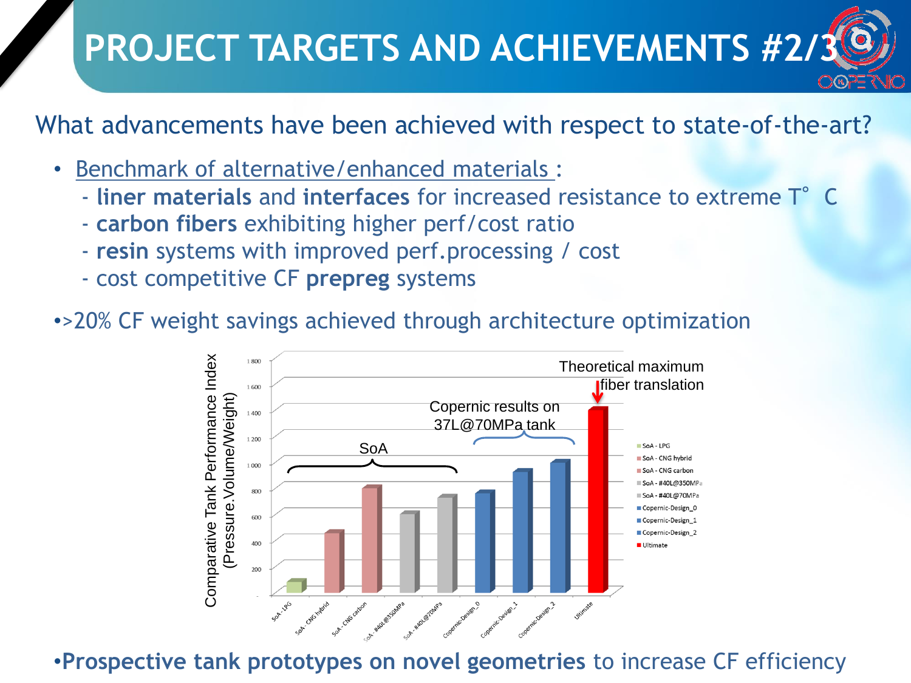# PROJECT TARGETS AND ACHIEVEMENTS #2/3

What advancements have been achieved with respect to state-of-the-art?

- Benchmark of alternative/enhanced materials :
  - **liner materials** and **interfaces** for increased resistance to extreme T° C
  - **carbon fibers** exhibiting higher perf/cost ratio
  - **resin** systems with improved perf.processing / cost
  - cost competitive CF **prepreg** systems

- >20% CF weight savings achieved through architecture optimization

- **Prospective tank prototypes on novel geometries** to increase CF efficiency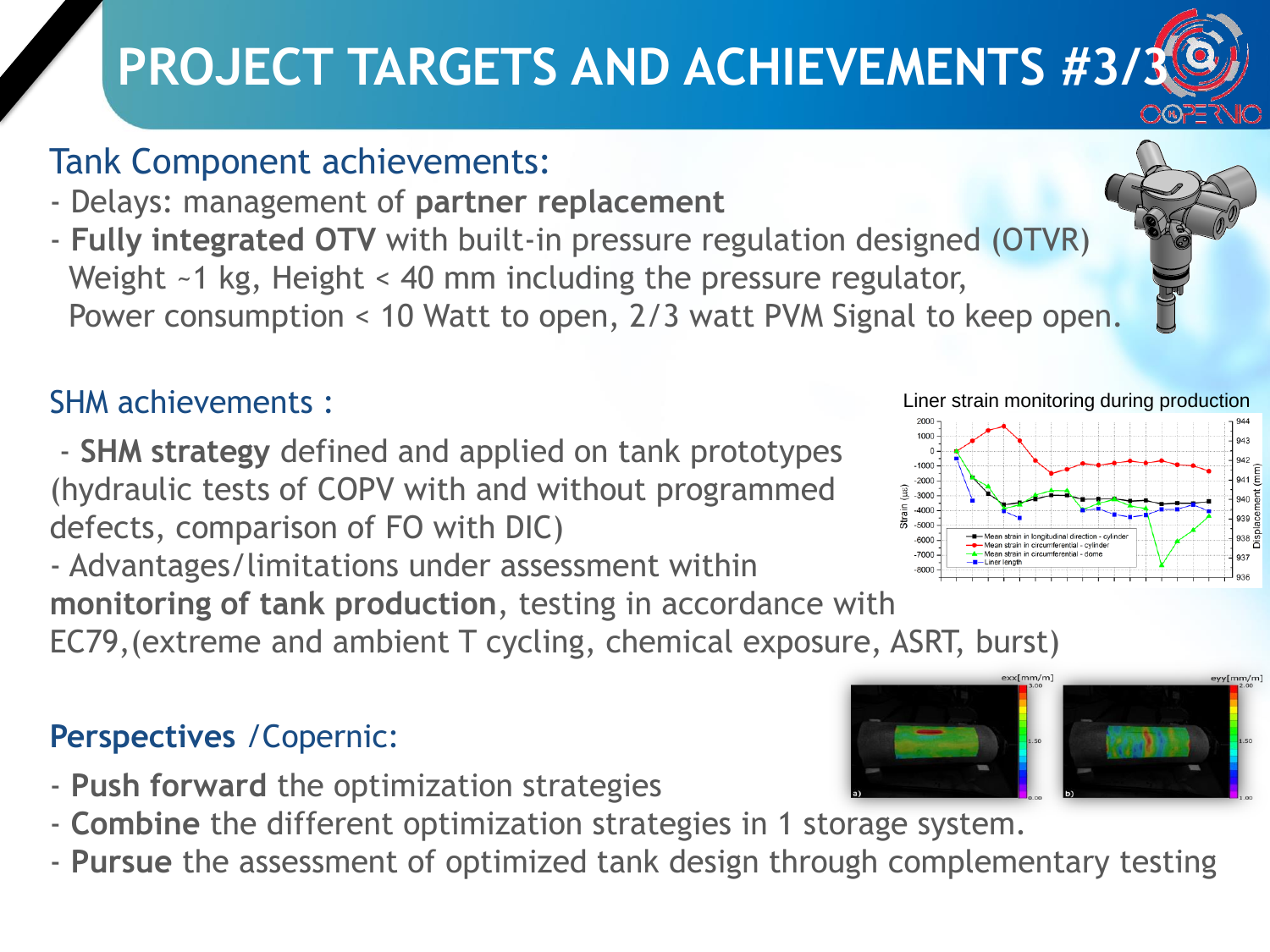# PROJECT TARGETS AND ACHIEVEMENTS #3/3

## Tank Component achievements:

- Delays: management of **partner replacement**
- **Fully integrated OTV** with built-in pressure regulation designed (OTVR)
  Weight ~1 kg, Height < 40 mm including the pressure regulator,
  Power consumption < 10 Watt to open, 2/3 watt PVM Signal to keep open.

## SHM achievements :

- **SHM strategy** defined and applied on tank prototypes (hydraulic tests of COPV with and without programmed defects, comparison of FO with DIC)
- Advantages/limitations under assessment within **monitoring of tank production**, testing in accordance with EC79,(extreme and ambient T cycling, chemical exposure, ASRT, burst)

Liner strain monitoring during production

## **Perspectives** /Copernic:

- **Push forward** the optimization strategies
- **Combine** the different optimization strategies in 1 storage system.
- **Pursue** the assessment of optimized tank design through complementary testing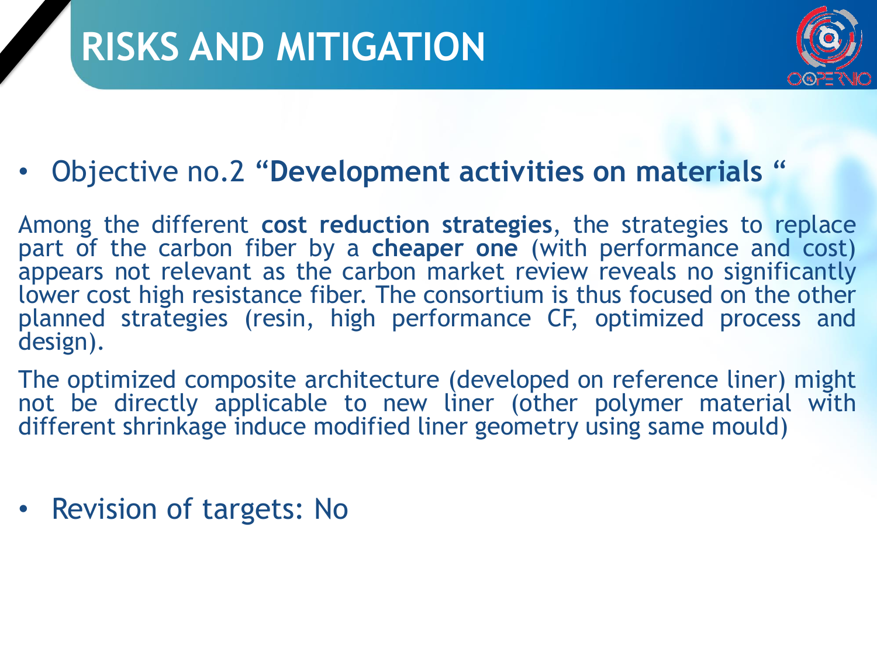# RISKS AND MITIGATION

- Objective no.2 “**Development activities on materials** “

Among the different **cost reduction strategies**, the strategies to replace part of the carbon fiber by a **cheaper one** (with performance and cost) appears not relevant as the carbon market review reveals no significantly lower cost high resistance fiber. The consortium is thus focused on the other planned strategies (resin, high performance CF, optimized process and design).

The optimized composite architecture (developed on reference liner) might not be directly applicable to new liner (other polymer material with different shrinkage induce modified liner geometry using same mould)

- Revision of targets: No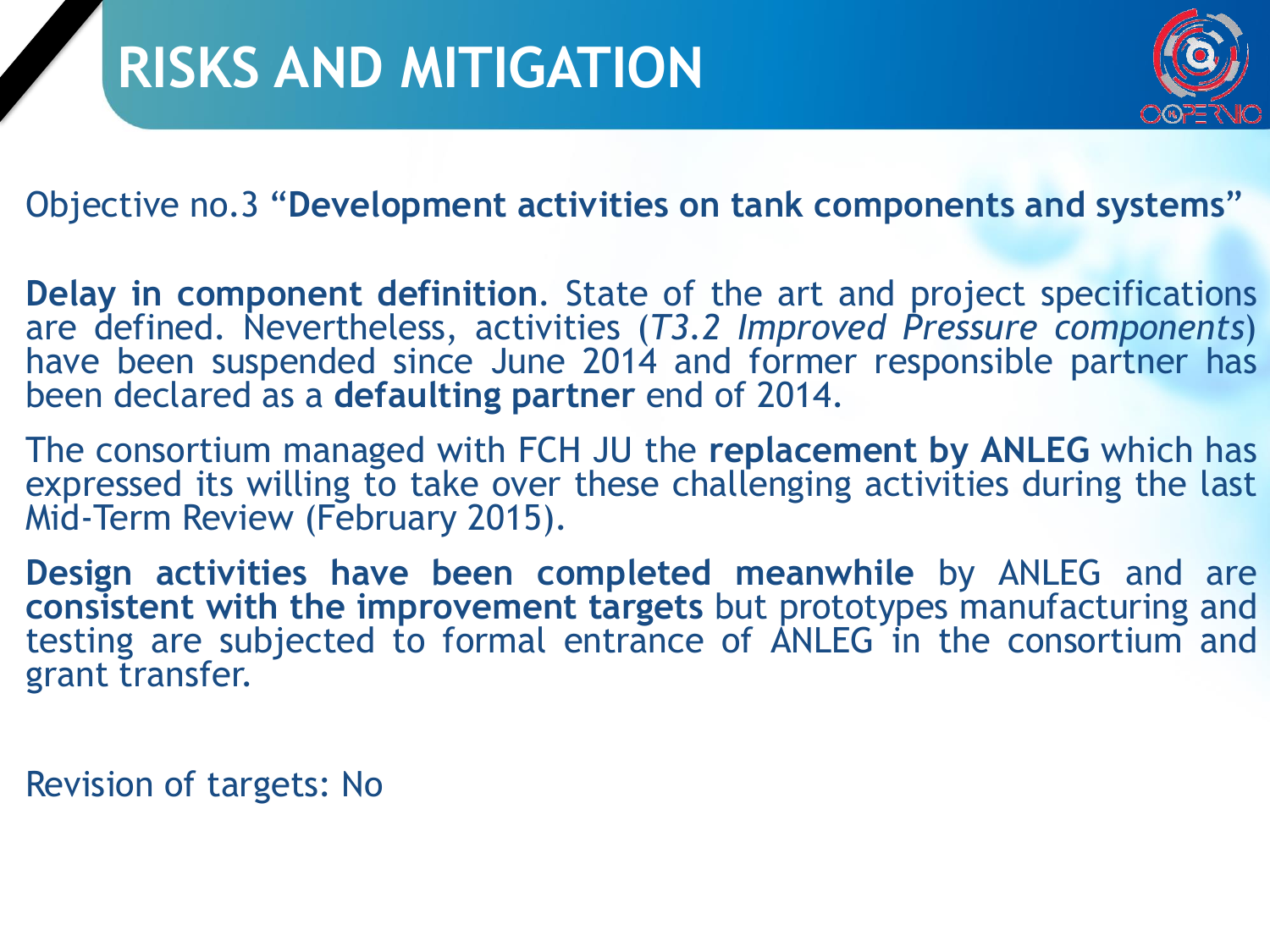# RISKS AND MITIGATION

Objective no.3 "**Development activities on tank components and systems**"

**Delay in component definition.** State of the art and project specifications are defined. Nevertheless, activities (*T3.2 Improved Pressure components*) have been suspended since June 2014 and former responsible partner has been declared as a **defaulting partner** end of 2014.

The consortium managed with FCH JU the **replacement by ANLEG** which has expressed its willing to take over these challenging activities during the last Mid-Term Review (February 2015).

**Design activities have been completed meanwhile** by ANLEG and are **consistent with the improvement targets** but prototypes manufacturing and testing are subjected to formal entrance of ANLEG in the consortium and grant transfer.

Revision of targets: No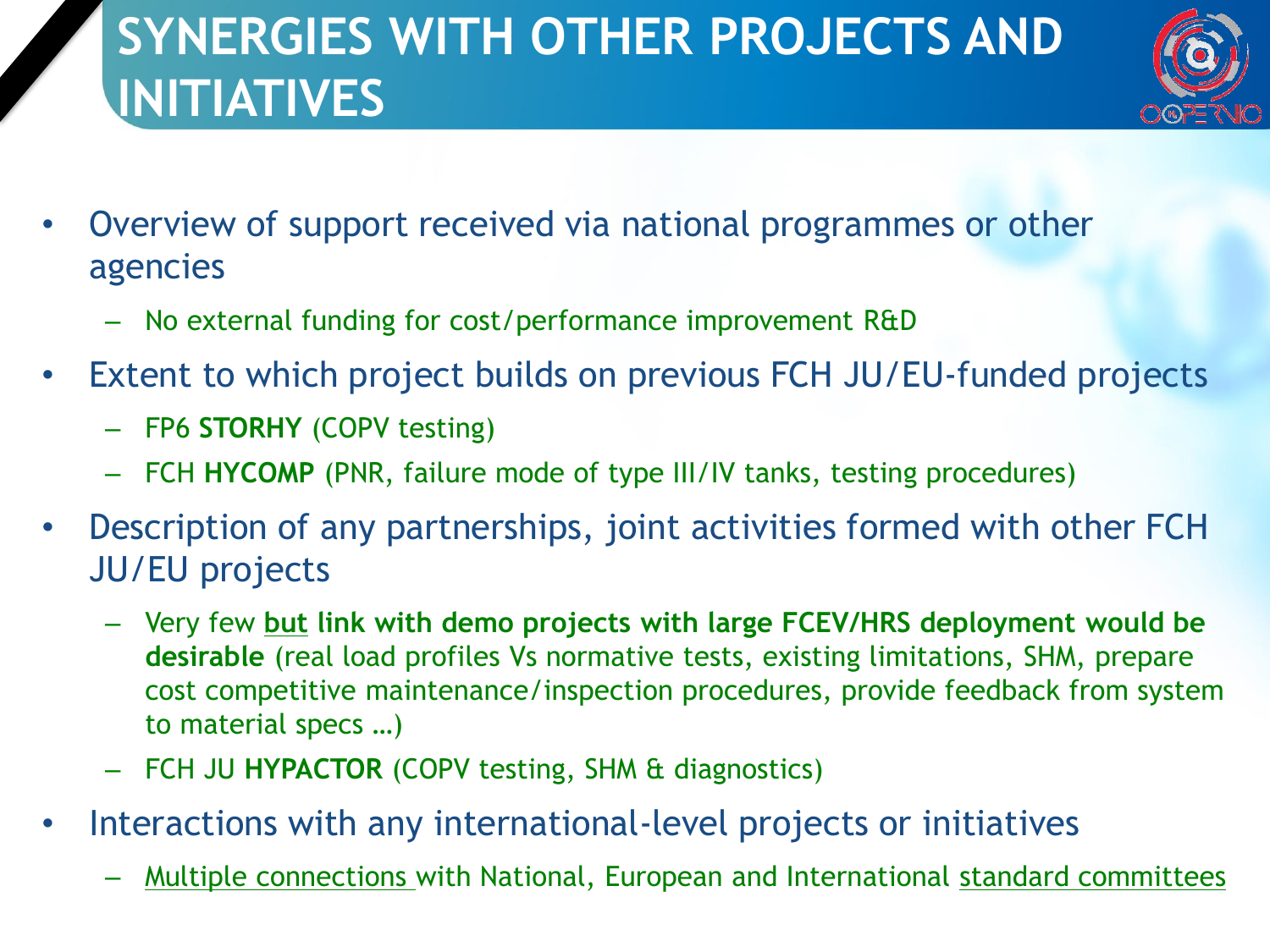# SYNERGIES WITH OTHER PROJECTS AND INITIATIVES

- Overview of support received via national programmes or other agencies
  - No external funding for cost/performance improvement R&D
- Extent to which project builds on previous FCH JU/EU-funded projects
  - FP6 **STORHY** (COPV testing)
  - FCH **HYCOMP** (PNR, failure mode of type III/IV tanks, testing procedures)
- Description of any partnerships, joint activities formed with other FCH JU/EU projects
  - Very few **but link with demo projects with large FCEV/HRS deployment would be desirable** (real load profiles Vs normative tests, existing limitations, SHM, prepare cost competitive maintenance/inspection procedures, provide feedback from system to material specs …)
  - FCH JU **HYPACTOR** (COPV testing, SHM & diagnostics)
- Interactions with any international-level projects or initiatives
  - Multiple connections with National, European and International standard committees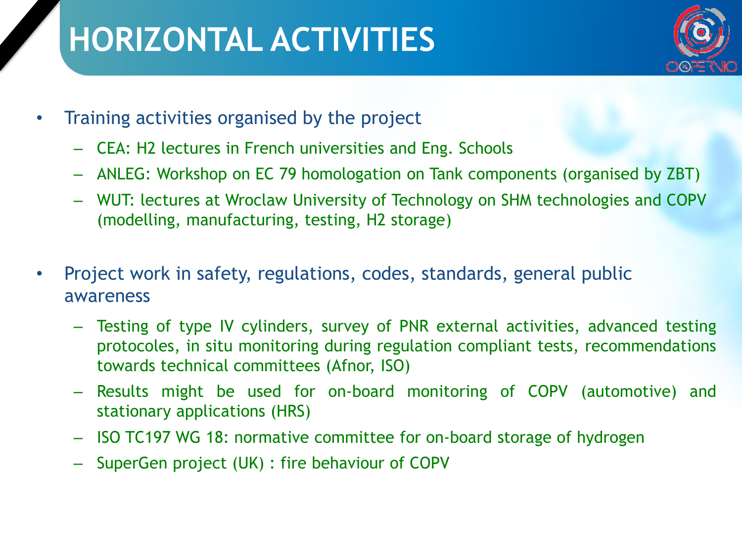# HORIZONTAL ACTIVITIES

- Training activities organised by the project
  - CEA: H2 lectures in French universities and Eng. Schools
  - ANLEG: Workshop on EC 79 homologation on Tank components (organised by ZBT)
  - WUT: lectures at Wroclaw University of Technology on SHM technologies and COPV (modelling, manufacturing, testing, H2 storage)
- Project work in safety, regulations, codes, standards, general public awareness
  - Testing of type IV cylinders, survey of PNR external activities, advanced testing protocoles, in situ monitoring during regulation compliant tests, recommendations towards technical committees (Afnor, ISO)
  - Results might be used for on-board monitoring of COPV (automotive) and stationary applications (HRS)
  - ISO TC197 WG 18: normative committee for on-board storage of hydrogen
  - SuperGen project (UK) : fire behaviour of COPV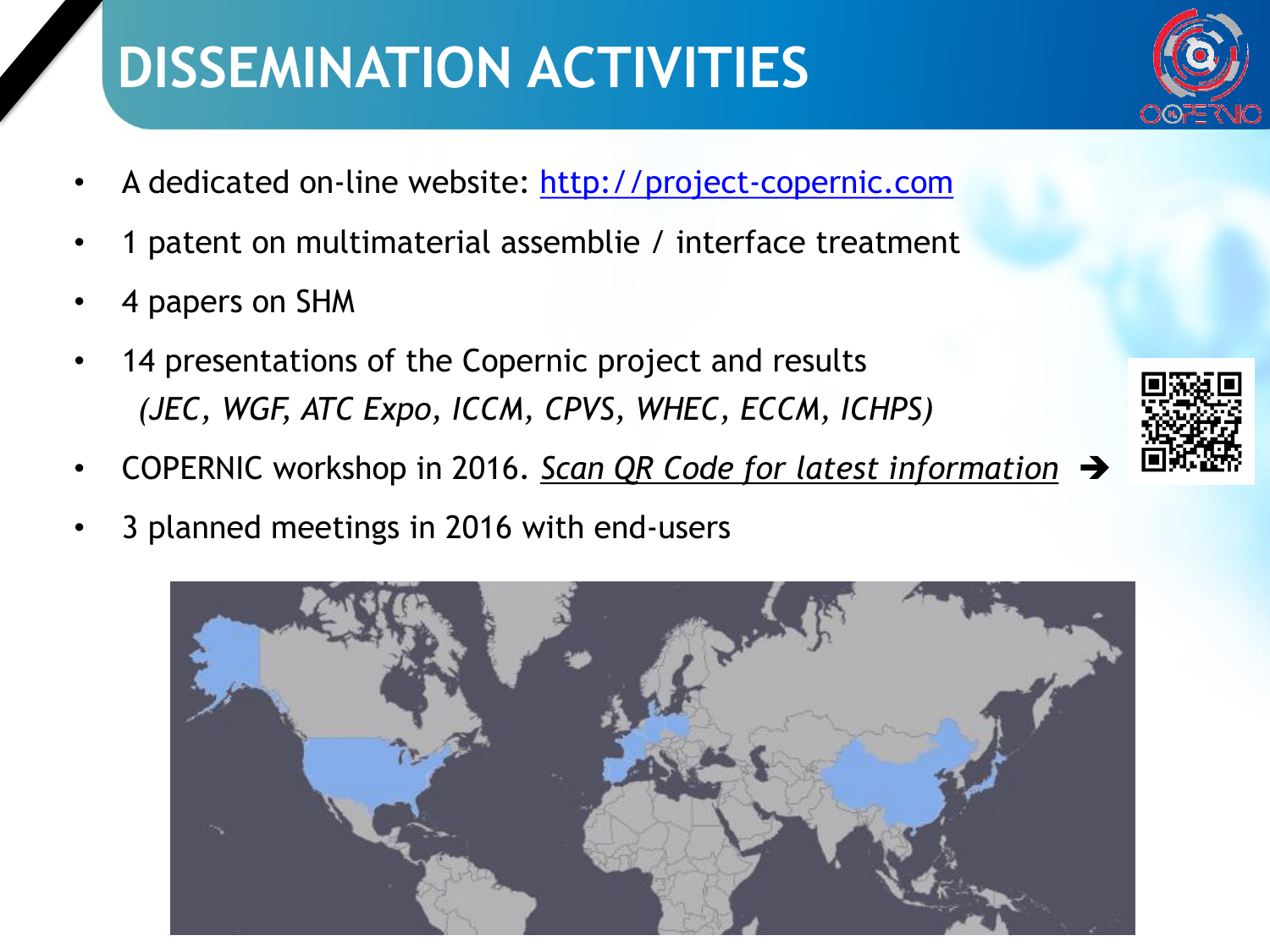# DISSEMINATION ACTIVITIES

- A dedicated on-line website: [http://project-copernic.com](http://project-copernic.com)
- 1 patent on multimaterial assemblie / interface treatment
- 4 papers on SHM
- 14 presentations of the Copernic project and results
  *(JEC, WGF, ATC Expo, ICCM, CPVS, WHEC, ECCM, ICHPS)*
- COPERNIC workshop in 2016. *Scan QR Code for latest information* ➔
- 3 planned meetings in 2016 with end-users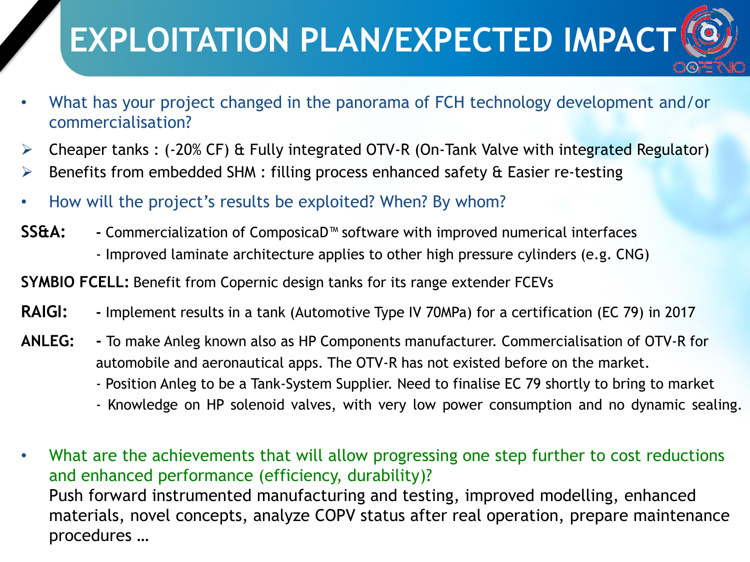# EXPLOITATION PLAN/EXPECTED IMPACT

- What has your project changed in the panorama of FCH technology development and/or commercialisation?

  - Cheaper tanks : (-20% CF) & Fully integrated OTV-R (On-Tank Valve with integrated Regulator)
  - Benefits from embedded SHM : filling process enhanced safety & Easier re-testing

- How will the project's results be exploited? When? By whom?

**SS&A:**
- Commercialization of ComposicaD™ software with improved numerical interfaces
- Improved laminate architecture applies to other high pressure cylinders (e.g. CNG)

**SYMBIO FCELL:** Benefit from Copernic design tanks for its range extender FCEVs

**RAIGI:**
- Implement results in a tank (Automotive Type IV 70MPa) for a certification (EC 79) in 2017

**ANLEG:**
- To make Anleg known also as HP Components manufacturer. Commercialisation of OTV-R for automobile and aeronautical apps. The OTV-R has not existed before on the market.
- Position Anleg to be a Tank-System Supplier. Need to finalise EC 79 shortly to bring to market
- Knowledge on HP solenoid valves, with very low power consumption and no dynamic sealing.

- What are the achievements that will allow progressing one step further to cost reductions and enhanced performance (efficiency, durability)?
  Push forward instrumented manufacturing and testing, improved modelling, enhanced materials, novel concepts, analyze COPV status after real operation, prepare maintenance procedures …